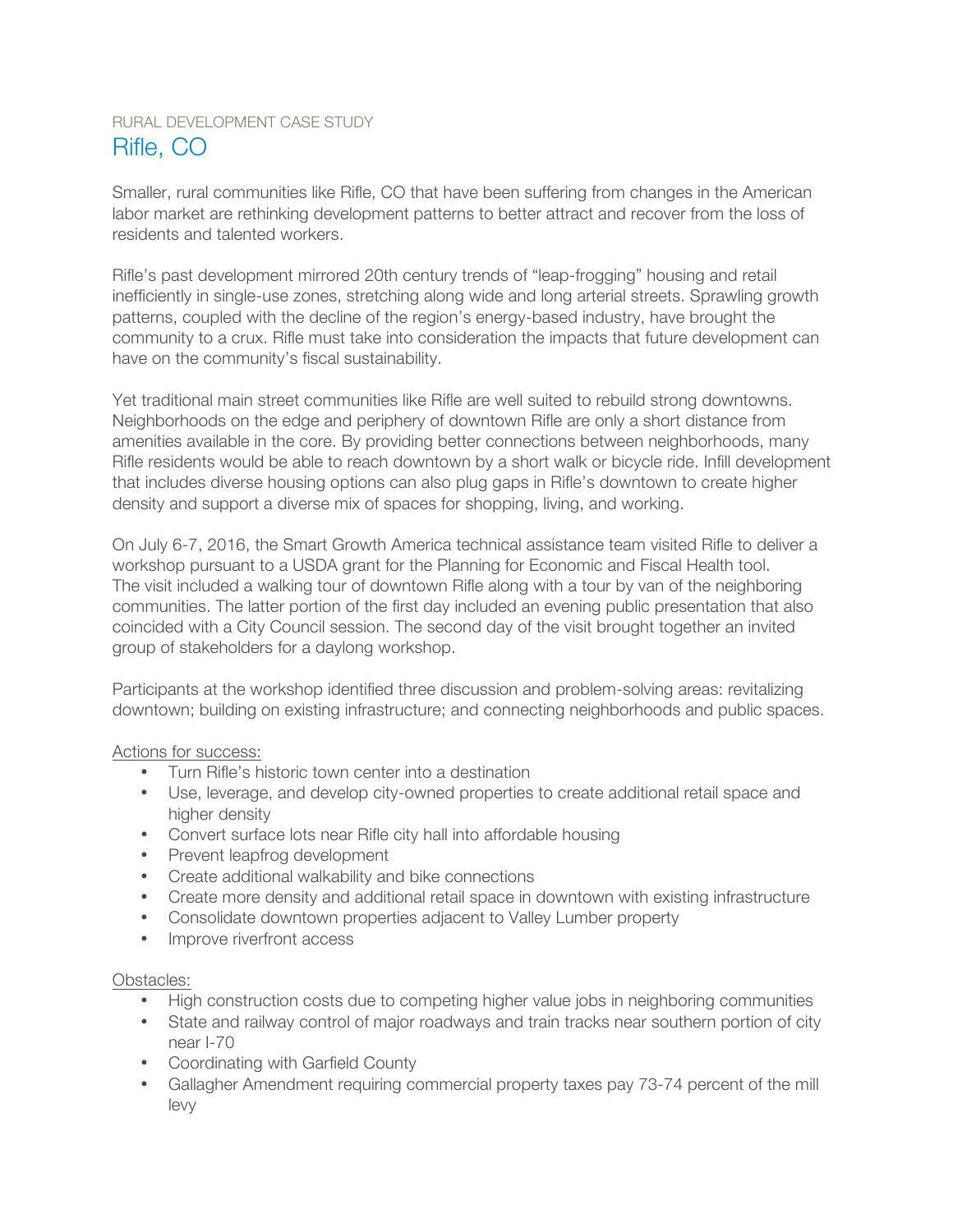RURAL DEVELOPMENT CASE STUDY

# Rifle, CO

Smaller, rural communities like Rifle, CO that have been suffering from changes in the American labor market are rethinking development patterns to better attract and recover from the loss of residents and talented workers.

Rifle's past development mirrored 20th century trends of "leap-frogging" housing and retail inefficiently in single-use zones, stretching along wide and long arterial streets. Sprawling growth patterns, coupled with the decline of the region's energy-based industry, have brought the community to a crux. Rifle must take into consideration the impacts that future development can have on the community's fiscal sustainability.

Yet traditional main street communities like Rifle are well suited to rebuild strong downtowns. Neighborhoods on the edge and periphery of downtown Rifle are only a short distance from amenities available in the core. By providing better connections between neighborhoods, many Rifle residents would be able to reach downtown by a short walk or bicycle ride. Infill development that includes diverse housing options can also plug gaps in Rifle's downtown to create higher density and support a diverse mix of spaces for shopping, living, and working.

On July 6-7, 2016, the Smart Growth America technical assistance team visited Rifle to deliver a workshop pursuant to a USDA grant for the Planning for Economic and Fiscal Health tool. The visit included a walking tour of downtown Rifle along with a tour by van of the neighboring communities. The latter portion of the first day included an evening public presentation that also coincided with a City Council session. The second day of the visit brought together an invited group of stakeholders for a daylong workshop.

Participants at the workshop identified three discussion and problem-solving areas: revitalizing downtown; building on existing infrastructure; and connecting neighborhoods and public spaces.

Actions for success:

- Turn Rifle's historic town center into a destination
- Use, leverage, and develop city-owned properties to create additional retail space and higher density
- Convert surface lots near Rifle city hall into affordable housing
- Prevent leapfrog development
- Create additional walkability and bike connections
- Create more density and additional retail space in downtown with existing infrastructure
- Consolidate downtown properties adjacent to Valley Lumber property
- Improve riverfront access

Obstacles:

- High construction costs due to competing higher value jobs in neighboring communities
- State and railway control of major roadways and train tracks near southern portion of city near I-70
- Coordinating with Garfield County
- Gallagher Amendment requiring commercial property taxes pay 73-74 percent of the mill levy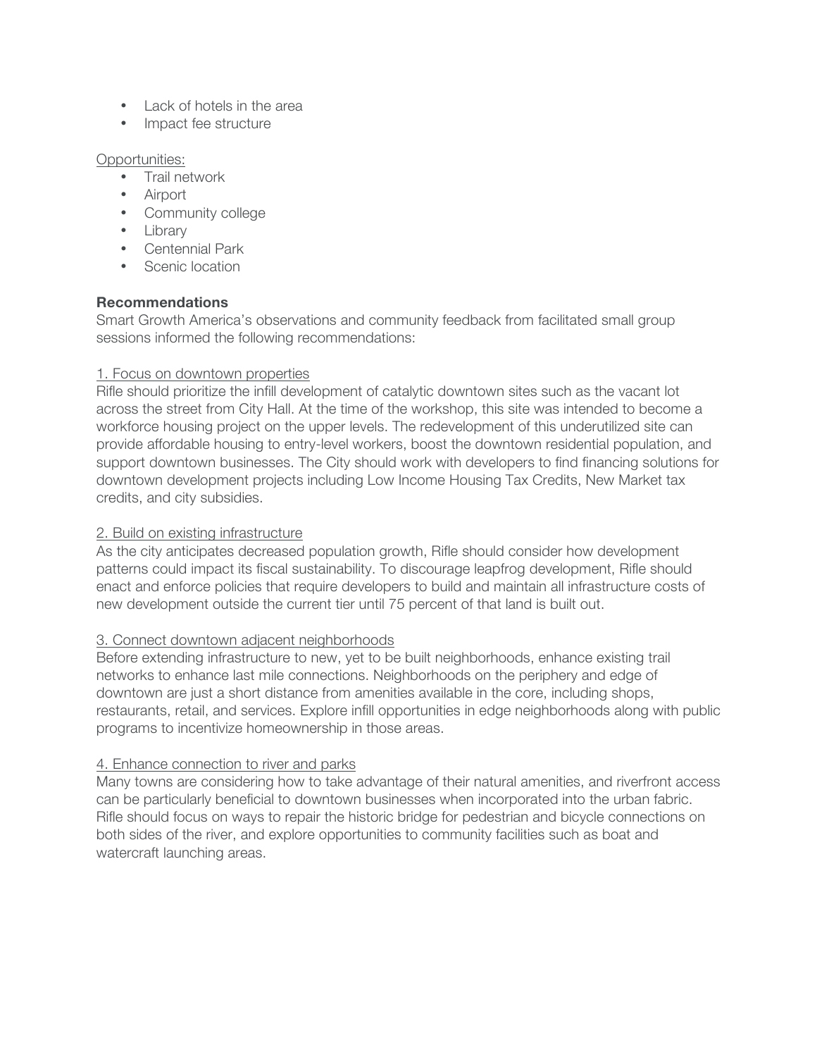- Lack of hotels in the area
- Impact fee structure

Opportunities:

- Trail network
- Airport
- Community college
- Library
- Centennial Park
- Scenic location

**Recommendations**

Smart Growth America's observations and community feedback from facilitated small group sessions informed the following recommendations:

1. Focus on downtown properties

Rifle should prioritize the infill development of catalytic downtown sites such as the vacant lot across the street from City Hall. At the time of the workshop, this site was intended to become a workforce housing project on the upper levels. The redevelopment of this underutilized site can provide affordable housing to entry-level workers, boost the downtown residential population, and support downtown businesses. The City should work with developers to find financing solutions for downtown development projects including Low Income Housing Tax Credits, New Market tax credits, and city subsidies.

2. Build on existing infrastructure

As the city anticipates decreased population growth, Rifle should consider how development patterns could impact its fiscal sustainability. To discourage leapfrog development, Rifle should enact and enforce policies that require developers to build and maintain all infrastructure costs of new development outside the current tier until 75 percent of that land is built out.

3. Connect downtown adjacent neighborhoods

Before extending infrastructure to new, yet to be built neighborhoods, enhance existing trail networks to enhance last mile connections. Neighborhoods on the periphery and edge of downtown are just a short distance from amenities available in the core, including shops, restaurants, retail, and services. Explore infill opportunities in edge neighborhoods along with public programs to incentivize homeownership in those areas.

4. Enhance connection to river and parks

Many towns are considering how to take advantage of their natural amenities, and riverfront access can be particularly beneficial to downtown businesses when incorporated into the urban fabric. Rifle should focus on ways to repair the historic bridge for pedestrian and bicycle connections on both sides of the river, and explore opportunities to community facilities such as boat and watercraft launching areas.